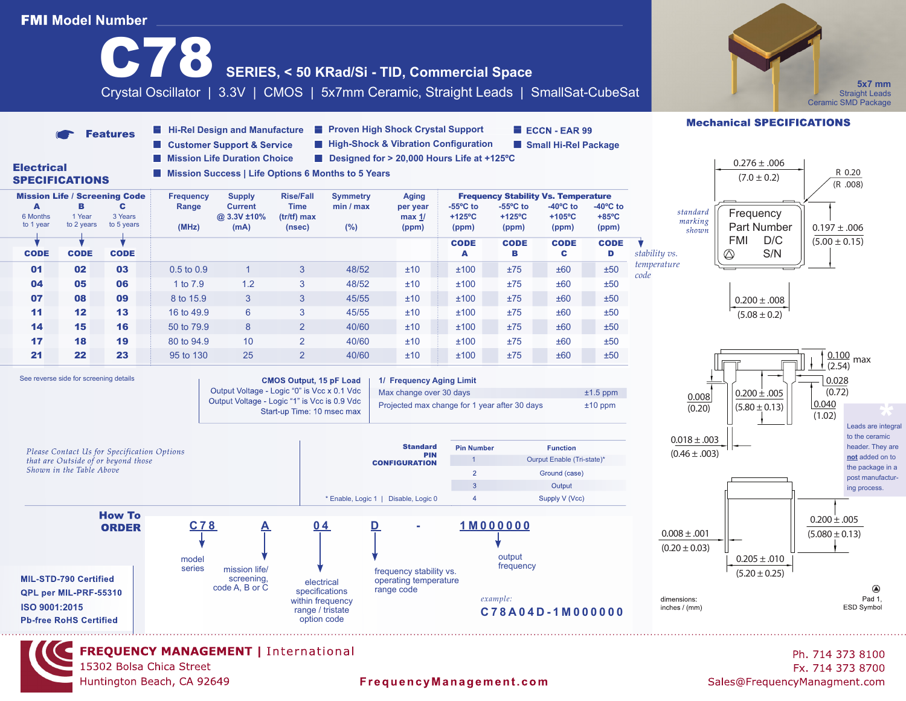# FMI Model Number

# C78 SERIES, < 50 KRad/Si - TID, Commercial Space

Crystal Oscillator | 3.3V | CMOS | 5x7mm Ceramic, Straight Leads | SmallSat-CubeSat

5x7 mm
Straight Leads
Ceramic SMD Package

## Features

- Hi-Rel Design and Manufacture
- Customer Support & Service
- Mission Life Duration Choice
- Mission Success | Life Options 6 Months to 5 Years
- Proven High Shock Crystal Support
- High-Shock & Vibration Configuration
- Designed for > 20,000 Hours Life at +125ºC
- ECCN - EAR 99
- Small Hi-Rel Package

## Electrical SPECIFICATIONS

| Mission Life / Screening Code A (6 Months to 1 year) | B (1 Year to 2 years) | C (3 Years to 5 years) | Frequency Range (MHz) | Supply Current @ 3.3V ±10% (mA) | Rise/Fall Time (tr/tf) max (nsec) | Symmetry min / max (%) | Aging per year max 1/ (ppm) | Frequency Stability Vs. Temperature: -55ºC to +125ºC (ppm) | -55ºC to +125ºC (ppm) | -40ºC to +105ºC (ppm) | -40ºC to +85ºC (ppm) |
|---|---|---|---|---|---|---|---|---|---|---|---|
| CODE | CODE | CODE | | | | | | CODE A | CODE B | CODE C | CODE D |
| 01 | 02 | 03 | 0.5 to 0.9 | 1 | 3 | 48/52 | ±10 | ±100 | ±75 | ±60 | ±50 |
| 04 | 05 | 06 | 1 to 7.9 | 1.2 | 3 | 48/52 | ±10 | ±100 | ±75 | ±60 | ±50 |
| 07 | 08 | 09 | 8 to 15.9 | 3 | 3 | 45/55 | ±10 | ±100 | ±75 | ±60 | ±50 |
| 11 | 12 | 13 | 16 to 49.9 | 6 | 3 | 45/55 | ±10 | ±100 | ±75 | ±60 | ±50 |
| 14 | 15 | 16 | 50 to 79.9 | 8 | 2 | 40/60 | ±10 | ±100 | ±75 | ±60 | ±50 |
| 17 | 18 | 19 | 80 to 94.9 | 10 | 2 | 40/60 | ±10 | ±100 | ±75 | ±60 | ±50 |
| 21 | 22 | 23 | 95 to 130 | 25 | 2 | 40/60 | ±10 | ±100 | ±75 | ±60 | ±50 |

*stability vs. temperature code*

See reverse side for screening details

**CMOS Output, 15 pF Load**
Output Voltage - Logic "0" is Vcc x 0.1 Vdc
Output Voltage - Logic "1" is Vcc is 0.9 Vdc
Start-up Time: 10 msec max

**1/ Frequency Aging Limit**

| | |
|---|---|
| Max change over 30 days | ±1.5 ppm |
| Projected max change for 1 year after 30 days | ±10 ppm |

*Please Contact Us for Specification Options that are Outside of or beyond those Shown in the Table Above*

**Standard PIN CONFIGURATION**

| Pin Number | Function |
|---|---|
| 1 | Ourput Enable (Tri-state)* |
| 2 | Ground (case) |
| 3 | Output |
| 4 | Supply V (Vcc) |

\* Enable, Logic 1 | Disable, Logic 0

## How To ORDER

C78 | A | 04 | D | - | 1M000000

- C78: model series
- A: mission life/ screening, code A, B or C
- 04: electrical specifications within frequency range / tristate option code
- D: frequency stability vs. operating temperature range code
- 1M000000: output frequency

*example:* **C78A04D-1M000000**

MIL-STD-790 Certified
QPL per MIL-PRF-55310
ISO 9001:2015
Pb-free RoHS Certified

## Mechanical SPECIFICATIONS

0.276 ± .006 (7.0 ± 0.2)
R 0.20 (R .008)
0.197 ± .006 (5.00 ± 0.15)
0.200 ± .008 (5.08 ± 0.2)

*standard marking shown*: Frequency / Part Number / FMI D/C / S/N

0.100 max (2.54)
0.028 (0.72)
0.040 (1.02)
0.008 (0.20)
0.200 ± .005 (5.80 ± 0.13)
0.018 ± .003 (0.46 ± .003)
0.200 ± .005 (5.080 ± 0.13)
0.008 ± .001 (0.20 ± 0.03)
0.205 ± .010 (5.20 ± 0.25)

\* Leads are integral to the ceramic header. They are **not** added on to the package in a post manufacturing process.

dimensions: inches / (mm)

Pad 1, ESD Symbol

**FREQUENCY MANAGEMENT | International**
15302 Bolsa Chica Street
Huntington Beach, CA 92649

FrequencyManagement.com

Ph. 714 373 8100
Fx. 714 373 8700
Sales@FrequencyManagment.com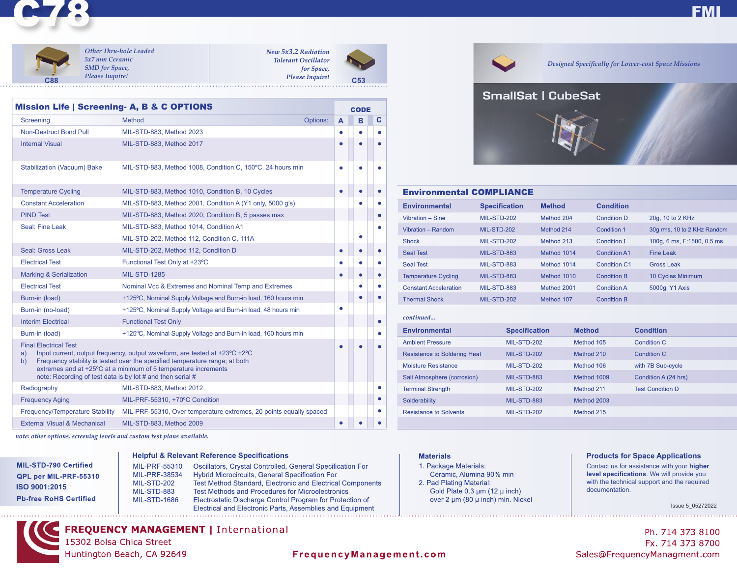# C78

## FMI

*Other Thru-hole Leaded 5x7 mm Ceramic SMD for Space, Please Inquire!*

C88

*New 5x3.2 Radiation Tolerant Oscillator for Space, Please Inquire!*

C53

*Designed Specifically for Lower-cost Space Missions*

## SmallSat | CubeSat

## Mission Life | Screening- A, B & C OPTIONS

| Screening | Method | A | B | C |
|---|---|---|---|---|
| Non-Destruct Bond Pull | MIL-STD-883, Method 2023 | • | • | • |
| Internal Visual | MIL-STD-883, Method 2017 | • | • | • |
| Stabilization (Vacuum) Bake | MIL-STD-883, Method 1008, Condition C, 150ºC, 24 hours min | • | • | • |
| Temperature Cycling | MIL-STD-883, Method 1010, Condition B, 10 Cycles | • | • | • |
| Constant Acceleration | MIL-STD-883, Method 2001, Condition A (Y1 only, 5000 g's) | | • | • |
| PIND Test | MIL-STD-883, Method 2020, Condition B, 5 passes max | | | • |
| Seal: Fine Leak | MIL-STD-883, Method 1014, Condition A1 | | | • |
| | MIL-STD-202, Method 112, Condition C, 111A | | • | |
| Seal: Gross Leak | MIL-STD-202, Method 112, Condition D | • | • | • |
| Electrical Test | Functional Test Only at +23ºC | • | • | • |
| Marking & Serialization | MIL-STD-1285 | • | • | • |
| Electrical Test | Nominal Vcc & Extremes and Nominal Temp and Extremes | | • | • |
| Burn-in (load) | +125ºC, Nominal Supply Voltage and Burn-in load, 160 hours min | | • | • |
| Burn-in (no-load) | +125ºC, Nominal Supply Voltage and Burn-in load, 48 hours min | • | | |
| Interim Electrical | Functional Test Only | | | • |
| Burn-in (load) | +125ºC, Nominal Supply Voltage and Burn-in load, 160 hours min | | | • |
| Final Electrical Test | a) Input current, output frequency, output waveform, are tested at +23ºC ±2ºC<br>b) Frequency stability is tested over the specified temperature range; at both extremes and at +25ºC at a minimum of 5 temperature increments<br>note: Recording of test data is by lot # and then serial # | • | • | • |
| Radiography | MIL-STD-883, Method 2012 | | | • |
| Frequency Aging | MIL-PRF-55310, +70ºC Condition | | | • |
| Frequency/Temperature Stability | MIL-PRF-55310, Over temperature extremes, 20 points equally spaced | | | • |
| External Visual & Mechanical | MIL-STD-883, Method 2009 | • | • | • |

*note: other options, screening levels and custom test plans available.*

## Environmental COMPLIANCE

| Environmental | Specification | Method | Condition | |
|---|---|---|---|---|
| Vibration – Sine | MIL-STD-202 | Method 204 | Condition D | 20g, 10 to 2 KHz |
| Vibration – Random | MIL-STD-202 | Method 214 | Condition 1 | 30g rms, 10 to 2 KHz Random |
| Shock | MIL-STD-202 | Method 213 | Condition I | 100g, 6 ms, F:1500, 0.5 ms |
| Seal Test | MIL-STD-883 | Method 1014 | Condition A1 | Fine Leak |
| Seal Test | MIL-STD-883 | Method 1014 | Condition C1 | Gross Leak |
| Temperature Cycling | MIL-STD-883 | Method 1010 | Condition B | 10 Cycles Minimum |
| Constant Acceleration | MIL-STD-883 | Method 2001 | Condition A | 5000g, Y1 Axis |
| Thermal Shock | MIL-STD-202 | Method 107 | Condition B | |

*continued...*

| Environmental | Specification | Method | Condition |
|---|---|---|---|
| Ambient Pressure | MIL-STD-202 | Method 105 | Condition C |
| Resistance to Soldering Heat | MIL-STD-202 | Method 210 | Condition C |
| Moisture Resistance | MIL-STD-202 | Method 106 | with 7B Sub-cycle |
| Salt Atmosphere (corrosion) | MIL-STD-883 | Method 1009 | Condition A (24 hrs) |
| Terminal Strength | MIL-STD-202 | Method 211 | Test Condition D |
| Solderability | MIL-STD-883 | Method 2003 | |
| Resistance to Solvents | MIL-STD-202 | Method 215 | |

**MIL-STD-790 Certified**
**QPL per MIL-PRF-55310**
**ISO 9001:2015**
**Pb-free RoHS Certified**

### Helpful & Relevant Reference Specifications

| | |
|---|---|
| MIL-PRF-55310 | Oscillators, Crystal Controlled, General Specification For |
| MIL-PRF-38534 | Hybrid Microcircuits, General Specification For |
| MIL-STD-202 | Test Method Standard, Electronic and Electrical Components |
| MIL-STD-883 | Test Methods and Procedures for Microelectronics |
| MIL-STD-1686 | Electrostatic Discharge Control Program for Protection of Electrical and Electronic Parts, Assemblies and Equipment |

### Materials

1. Package Materials:
   Ceramic, Alumina 90% min
2. Pad Plating Material:
   Gold Plate 0.3 μm (12 μ inch)
   over 2 μm (80 μ inch) min. Nickel

### Products for Space Applications

Contact us for assistance with your **higher level specifications**. We will provide you with the technical support and the required documentation.

Issue 5_05272022

**FREQUENCY MANAGEMENT** | International
15302 Bolsa Chica Street
Huntington Beach, CA 92649

FrequencyManagement.com

Ph. 714 373 8100
Fx. 714 373 8700
Sales@FrequencyManagment.com